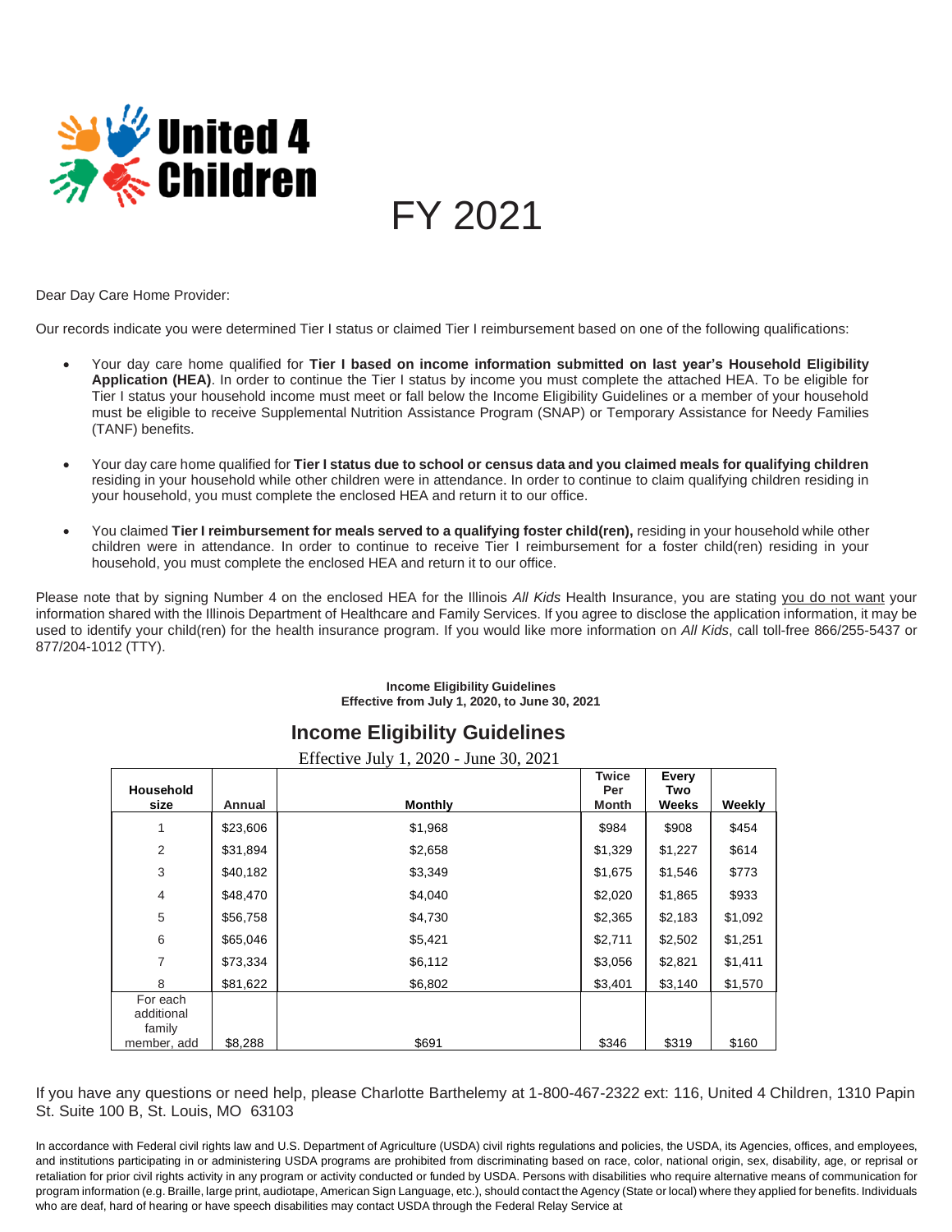# United 4 Children

# FY 2021

Dear Day Care Home Provider:

Our records indicate you were determined Tier I status or claimed Tier I reimbursement based on one of the following qualifications:

- Your day care home qualified for **Tier I based on income information submitted on last year's Household Eligibility Application (HEA)**. In order to continue the Tier I status by income you must complete the attached HEA. To be eligible for Tier I status your household income must meet or fall below the Income Eligibility Guidelines or a member of your household must be eligible to receive Supplemental Nutrition Assistance Program (SNAP) or Temporary Assistance for Needy Families (TANF) benefits.

- Your day care home qualified for **Tier I status due to school or census data and you claimed meals for qualifying children** residing in your household while other children were in attendance. In order to continue to claim qualifying children residing in your household, you must complete the enclosed HEA and return it to our office.

- You claimed **Tier I reimbursement for meals served to a qualifying foster child(ren),** residing in your household while other children were in attendance. In order to continue to receive Tier I reimbursement for a foster child(ren) residing in your household, you must complete the enclosed HEA and return it to our office.

Please note that by signing Number 4 on the enclosed HEA for the Illinois *All Kids* Health Insurance, you are stating you do not want your information shared with the Illinois Department of Healthcare and Family Services. If you agree to disclose the application information, it may be used to identify your child(ren) for the health insurance program. If you would like more information on *All Kids*, call toll-free 866/255-5437 or 877/204-1012 (TTY).

**Income Eligibility Guidelines**
**Effective from July 1, 2020, to June 30, 2021**

## Income Eligibility Guidelines

Effective July 1, 2020 - June 30, 2021

| Household size | Annual | Monthly | Twice Per Month | Every Two Weeks | Weekly |
|---|---|---|---|---|---|
| 1 | $23,606 | $1,968 | $984 | $908 | $454 |
| 2 | $31,894 | $2,658 | $1,329 | $1,227 | $614 |
| 3 | $40,182 | $3,349 | $1,675 | $1,546 | $773 |
| 4 | $48,470 | $4,040 | $2,020 | $1,865 | $933 |
| 5 | $56,758 | $4,730 | $2,365 | $2,183 | $1,092 |
| 6 | $65,046 | $5,421 | $2,711 | $2,502 | $1,251 |
| 7 | $73,334 | $6,112 | $3,056 | $2,821 | $1,411 |
| 8 | $81,622 | $6,802 | $3,401 | $3,140 | $1,570 |
| For each additional family member, add | $8,288 | $691 | $346 | $319 | $160 |

If you have any questions or need help, please Charlotte Barthelemy at 1-800-467-2322 ext: 116, United 4 Children, 1310 Papin St. Suite 100 B, St. Louis, MO 63103

In accordance with Federal civil rights law and U.S. Department of Agriculture (USDA) civil rights regulations and policies, the USDA, its Agencies, offices, and employees, and institutions participating in or administering USDA programs are prohibited from discriminating based on race, color, national origin, sex, disability, age, or reprisal or retaliation for prior civil rights activity in any program or activity conducted or funded by USDA. Persons with disabilities who require alternative means of communication for program information (e.g. Braille, large print, audiotape, American Sign Language, etc.), should contact the Agency (State or local) where they applied for benefits. Individuals who are deaf, hard of hearing or have speech disabilities may contact USDA through the Federal Relay Service at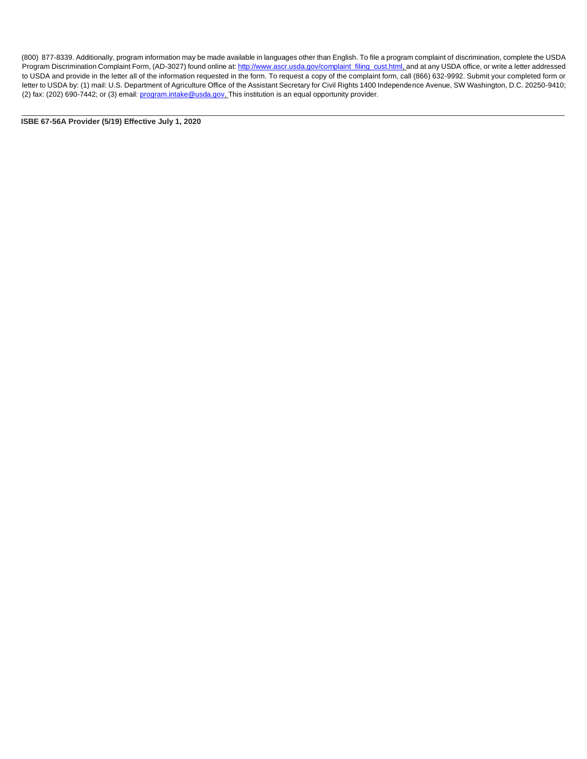(800) 877-8339. Additionally, program information may be made available in languages other than English. To file a program complaint of discrimination, complete the USDA Program Discrimination Complaint Form, (AD-3027) found online at: http://www.ascr.usda.gov/complaint_filing_cust.html, and at any USDA office, or write a letter addressed to USDA and provide in the letter all of the information requested in the form. To request a copy of the complaint form, call (866) 632-9992. Submit your completed form or letter to USDA by: (1) mail: U.S. Department of Agriculture Office of the Assistant Secretary for Civil Rights 1400 Independence Avenue, SW Washington, D.C. 20250-9410; (2) fax: (202) 690-7442; or (3) email: program.intake@usda.gov. This institution is an equal opportunity provider.

**ISBE 67-56A Provider (5/19) Effective July 1, 2020**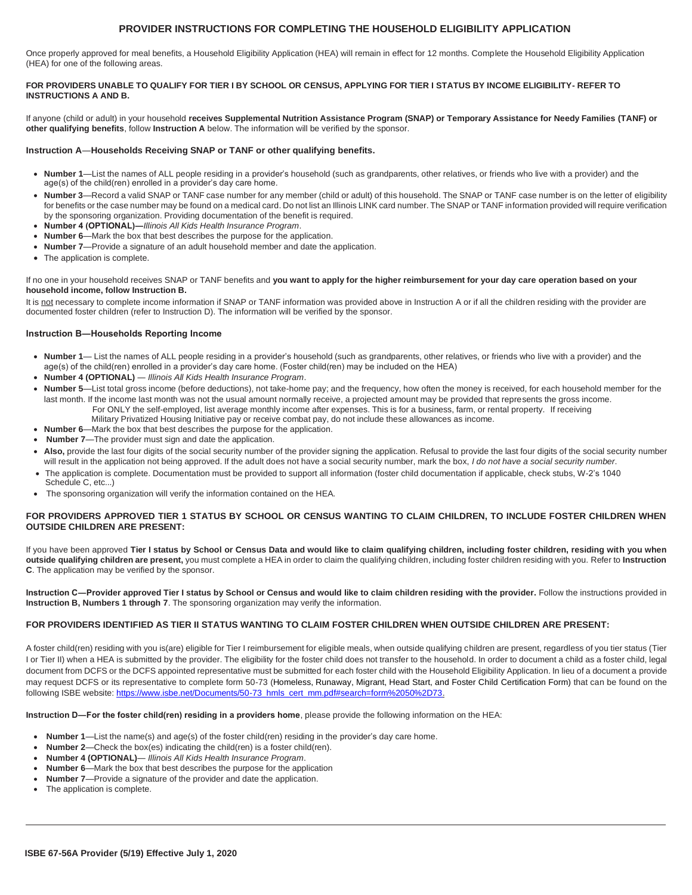# PROVIDER INSTRUCTIONS FOR COMPLETING THE HOUSEHOLD ELIGIBILITY APPLICATION

Once properly approved for meal benefits, a Household Eligibility Application (HEA) will remain in effect for 12 months. Complete the Household Eligibility Application (HEA) for one of the following areas.

**FOR PROVIDERS UNABLE TO QUALIFY FOR TIER I BY SCHOOL OR CENSUS, APPLYING FOR TIER I STATUS BY INCOME ELIGIBILITY- REFER TO INSTRUCTIONS A AND B.**

If anyone (child or adult) in your household **receives Supplemental Nutrition Assistance Program (SNAP) or Temporary Assistance for Needy Families (TANF) or other qualifying benefits**, follow **Instruction A** below. The information will be verified by the sponsor.

### Instruction A—Households Receiving SNAP or TANF or other qualifying benefits.

- **Number 1**—List the names of ALL people residing in a provider's household (such as grandparents, other relatives, or friends who live with a provider) and the age(s) of the child(ren) enrolled in a provider's day care home.
- **Number 3**—Record a valid SNAP or TANF case number for any member (child or adult) of this household. The SNAP or TANF case number is on the letter of eligibility for benefits or the case number may be found on a medical card. Do not list an Illinois LINK card number. The SNAP or TANF information provided will require verification by the sponsoring organization. Providing documentation of the benefit is required.
- **Number 4 (OPTIONAL)—***Illinois All Kids Health Insurance Program*.
- **Number 6**—Mark the box that best describes the purpose for the application.
- **Number 7**—Provide a signature of an adult household member and date the application.
- The application is complete.

If no one in your household receives SNAP or TANF benefits and **you want to apply for the higher reimbursement for your day care operation based on your household income, follow Instruction B.**

It is <u>not</u> necessary to complete income information if SNAP or TANF information was provided above in Instruction A or if all the children residing with the provider are documented foster children (refer to Instruction D). The information will be verified by the sponsor.

### Instruction B—Households Reporting Income

- **Number 1**— List the names of ALL people residing in a provider's household (such as grandparents, other relatives, or friends who live with a provider) and the age(s) of the child(ren) enrolled in a provider's day care home. (Foster child(ren) may be included on the HEA)
- **Number 4 (OPTIONAL)** — *Illinois All Kids Health Insurance Program*.
- **Number 5**—List total gross income (before deductions), not take-home pay; and the frequency, how often the money is received, for each household member for the last month. If the income last month was not the usual amount normally receive, a projected amount may be provided that represents the gross income. For ONLY the self-employed, list average monthly income after expenses. This is for a business, farm, or rental property. If receiving Military Privatized Housing Initiative pay or receive combat pay, do not include these allowances as income.
- **Number 6**—Mark the box that best describes the purpose for the application.
- **Number 7**—The provider must sign and date the application.
- **Also,** provide the last four digits of the social security number of the provider signing the application. Refusal to provide the last four digits of the social security number will result in the application not being approved. If the adult does not have a social security number, mark the box, *I do not have a social security number*.
- The application is complete. Documentation must be provided to support all information (foster child documentation if applicable, check stubs, W-2's 1040 Schedule C, etc...)
- The sponsoring organization will verify the information contained on the HEA.

**FOR PROVIDERS APPROVED TIER 1 STATUS BY SCHOOL OR CENSUS WANTING TO CLAIM CHILDREN, TO INCLUDE FOSTER CHILDREN WHEN OUTSIDE CHILDREN ARE PRESENT:**

If you have been approved **Tier I status by School or Census Data and would like to claim qualifying children, including foster children, residing with you when outside qualifying children are present,** you must complete a HEA in order to claim the qualifying children, including foster children residing with you. Refer to **Instruction C**. The application may be verified by the sponsor.

**Instruction C—Provider approved Tier I status by School or Census and would like to claim children residing with the provider.** Follow the instructions provided in **Instruction B, Numbers 1 through 7**. The sponsoring organization may verify the information.

**FOR PROVIDERS IDENTIFIED AS TIER II STATUS WANTING TO CLAIM FOSTER CHILDREN WHEN OUTSIDE CHILDREN ARE PRESENT:**

A foster child(ren) residing with you is(are) eligible for Tier I reimbursement for eligible meals, when outside qualifying children are present, regardless of you tier status (Tier I or Tier II) when a HEA is submitted by the provider. The eligibility for the foster child does not transfer to the household. In order to document a child as a foster child, legal document from DCFS or the DCFS appointed representative must be submitted for each foster child with the Household Eligibility Application. In lieu of a document a provide may request DCFS or its representative to complete form 50-73 (Homeless, Runaway, Migrant, Head Start, and Foster Child Certification Form) that can be found on the following ISBE website: https://www.isbe.net/Documents/50-73_hmls_cert_mm.pdf#search=form%2050%2D73.

**Instruction D—For the foster child(ren) residing in a providers home**, please provide the following information on the HEA:

- **Number 1**—List the name(s) and age(s) of the foster child(ren) residing in the provider's day care home.
- **Number 2**—Check the box(es) indicating the child(ren) is a foster child(ren).
- **Number 4 (OPTIONAL)**— *Illinois All Kids Health Insurance Program*.
- **Number 6**—Mark the box that best describes the purpose for the application
- **Number 7**—Provide a signature of the provider and date the application.
- The application is complete.

**ISBE 67-56A Provider (5/19) Effective July 1, 2020**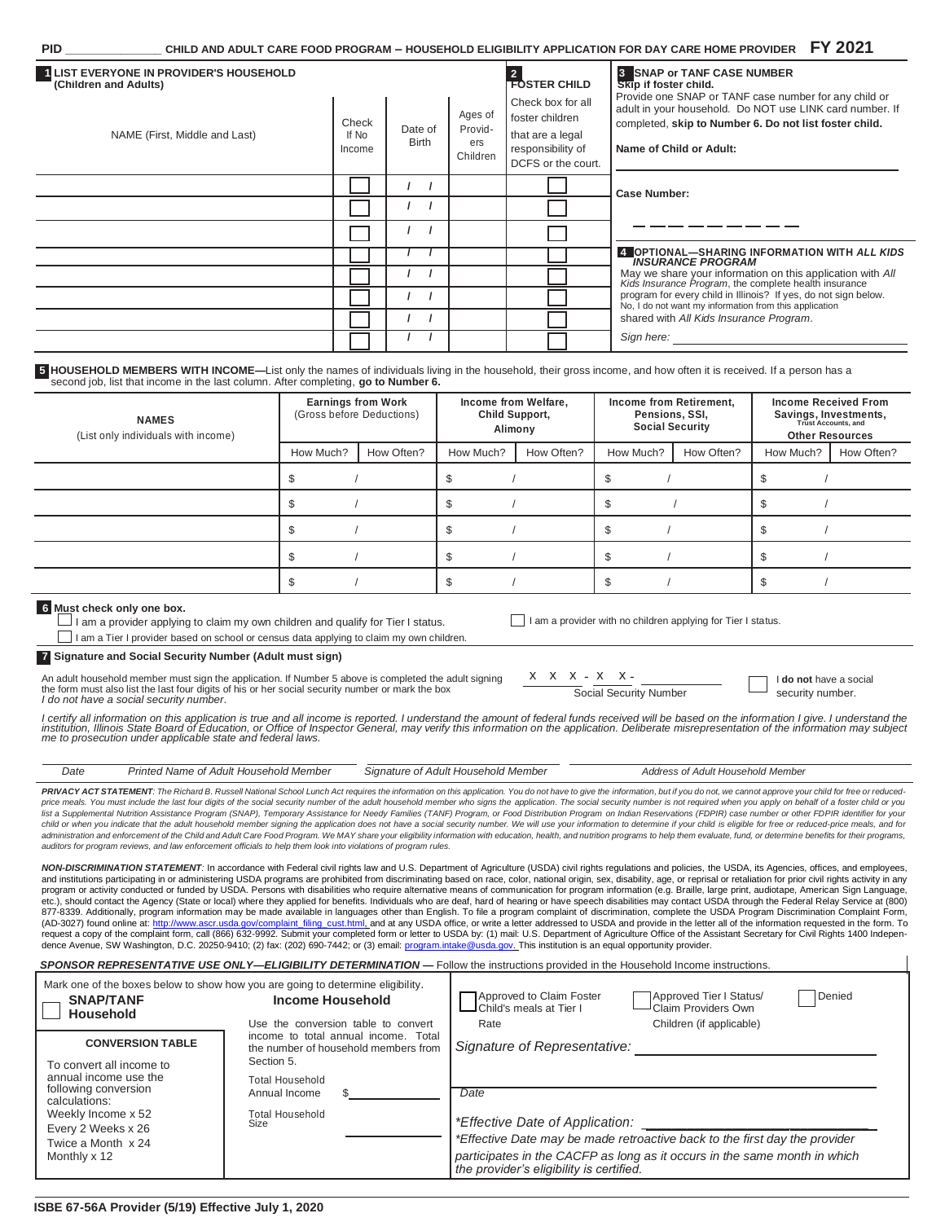PID ______________ **CHILD AND ADULT CARE FOOD PROGRAM – HOUSEHOLD ELIGIBILITY APPLICATION FOR DAY CARE HOME PROVIDER** **FY 2021**

**1 LIST EVERYONE IN PROVIDER'S HOUSEHOLD (Children and Adults)**

**2 FOSTER CHILD**

| NAME (First, Middle and Last) | Check If No Income | Date of Birth | Ages of Providers Children | Check box for all foster children that are a legal responsibility of DCFS or the court. |
|---|---|---|---|---|
| | ☐ | / / | | ☐ |
| | ☐ | / / | | ☐ |
| | ☐ | / / | | ☐ |
| | ☐ | / / | | ☐ |
| | ☐ | / / | | ☐ |
| | ☐ | / / | | ☐ |
| | ☐ | / / | | ☐ |
| | ☐ | / / | | ☐ |

**3 SNAP or TANF CASE NUMBER**
**Skip if foster child.**

Provide one SNAP or TANF case number for any child or adult in your household. Do NOT use LINK card number. If completed, **skip to Number 6. Do not list foster child.**

**Name of Child or Adult:** ______________________

**Case Number:** _ _ _ _ _ _ _ _ _

**4 OPTIONAL—SHARING INFORMATION WITH *ALL KIDS INSURANCE PROGRAM***

May we share your information on this application with *All Kids Insurance Program*, the complete health insurance program for every child in Illinois? If yes, do not sign below. No, I do not want my information from this application shared with *All Kids Insurance Program*.

*Sign here:* ______________________

**5 HOUSEHOLD MEMBERS WITH INCOME—**List only the names of individuals living in the household, their gross income, and how often it is received. If a person has a second job, list that income in the last column. After completing, **go to Number 6.**

| NAMES (List only individuals with income) | Earnings from Work (Gross before Deductions) | | Income from Welfare, Child Support, Alimony | | Income from Retirement, Pensions, SSI, Social Security | | Income Received From Savings, Investments, Trust Accounts, and Other Resources | |
|---|---|---|---|---|---|---|---|---|
| | How Much? | How Often? | How Much? | How Often? | How Much? | How Often? | How Much? | How Often? |
| | $ | / | $ | / | $ | / | $ | / |
| | $ | / | $ | / | $ | / | $ | / |
| | $ | / | $ | / | $ | / | $ | / |
| | $ | / | $ | / | $ | / | $ | / |
| | $ | / | $ | / | $ | / | $ | / |

**6 Must check only one box.**

☐ I am a provider applying to claim my own children and qualify for Tier I status.

☐ I am a provider with no children applying for Tier I status.

☐ I am a Tier I provider based on school or census data applying to claim my own children.

**7 Signature and Social Security Number (Adult must sign)**

An adult household member must sign the application. If Number 5 above is completed the adult signing the form must also list the last four digits of his or her social security number or mark the box *I do not have a social security number*.

X X X - X X - ________ Social Security Number

☐ I **do not** have a social security number.

*I certify all information on this application is true and all income is reported. I understand the amount of federal funds received will be based on the information I give. I understand the institution, Illinois State Board of Education, or Office of Inspector General, may verify this information on the application. Deliberate misrepresentation of the information may subject me to prosecution under applicable state and federal laws.*

*Date* | *Printed Name of Adult Household Member* | *Signature of Adult Household Member* | *Address of Adult Household Member*

***PRIVACY ACT STATEMENT****: The Richard B. Russell National School Lunch Act requires the information on this application. You do not have to give the information, but if you do not, we cannot approve your child for free or reduced-price meals. You must include the last four digits of the social security number of the adult household member who signs the application. The social security number is not required when you apply on behalf of a foster child or you list a Supplemental Nutrition Assistance Program (SNAP), Temporary Assistance for Needy Families (TANF) Program, or Food Distribution Program on Indian Reservations (FDPIR) case number or other FDPIR identifier for your child or when you indicate that the adult household member signing the application does not have a social security number. We will use your information to determine if your child is eligible for free or reduced-price meals, and for administration and enforcement of the Child and Adult Care Food Program. We MAY share your eligibility information with education, health, and nutrition programs to help them evaluate, fund, or determine benefits for their programs, auditors for program reviews, and law enforcement officials to help them look into violations of program rules.*

***NON-DISCRIMINATION STATEMENT****:* In accordance with Federal civil rights law and U.S. Department of Agriculture (USDA) civil rights regulations and policies, the USDA, its Agencies, offices, and employees, and institutions participating in or administering USDA programs are prohibited from discriminating based on race, color, national origin, sex, disability, age, or reprisal or retaliation for prior civil rights activity in any program or activity conducted or funded by USDA. Persons with disabilities who require alternative means of communication for program information (e.g. Braille, large print, audiotape, American Sign Language, etc.), should contact the Agency (State or local) where they applied for benefits. Individuals who are deaf, hard of hearing or have speech disabilities may contact USDA through the Federal Relay Service at (800) 877-8339. Additionally, program information may be made available in languages other than English. To file a program complaint of discrimination, complete the USDA Program Discrimination Complaint Form, (AD-3027) found online at: http://www.ascr.usda.gov/complaint_filing_cust.html, and at any USDA office, or write a letter addressed to USDA and provide in the letter all of the information requested in the form. To request a copy of the complaint form, call (866) 632-9992. Submit your completed form or letter to USDA by: (1) mail: U.S. Department of Agriculture Office of the Assistant Secretary for Civil Rights 1400 Independence Avenue, SW Washington, D.C. 20250-9410; (2) fax: (202) 690-7442; or (3) email: program.intake@usda.gov. This institution is an equal opportunity provider.

***SPONSOR REPRESENTATIVE USE ONLY—ELIGIBILITY DETERMINATION*** — Follow the instructions provided in the Household Income instructions.

Mark one of the boxes below to show how you are going to determine eligibility.

☐ **SNAP/TANF Household**

**Income Household**

Use the conversion table to convert income to total annual income. Total the number of household members from Section 5.

Total Household Annual Income $__________

Total Household Size __________

**CONVERSION TABLE**

To convert all income to annual income use the following conversion calculations:
- Weekly Income x 52
- Every 2 Weeks x 26
- Twice a Month x 24
- Monthly x 12

☐ Approved to Claim Foster Child's meals at Tier I Rate

☐ Approved Tier I Status/ Claim Providers Own Children (if applicable)

☐ Denied

*Signature of Representative:* ______________________

*Date*

*\*Effective Date of Application:* ______________________

*\*Effective Date may be made retroactive back to the first day the provider participates in the CACFP as long as it occurs in the same month in which the provider's eligibility is certified.*

**ISBE 67-56A Provider (5/19) Effective July 1, 2020**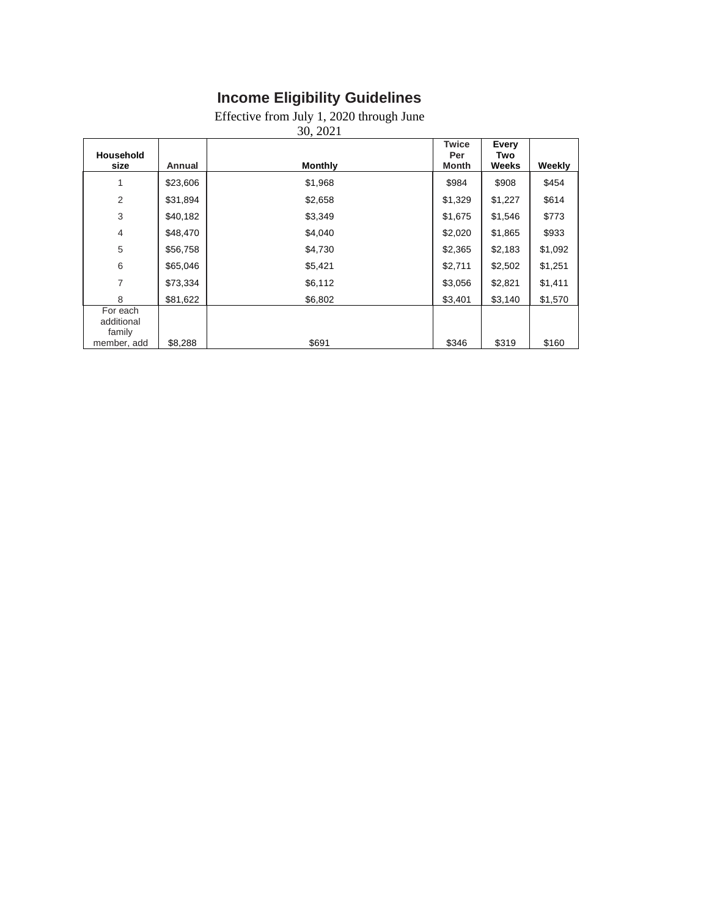# Income Eligibility Guidelines

Effective from July 1, 2020 through June 30, 2021

| Household size | Annual | Monthly | Twice Per Month | Every Two Weeks | Weekly |
|---|---|---|---|---|---|
| 1 | $23,606 | $1,968 | $984 | $908 | $454 |
| 2 | $31,894 | $2,658 | $1,329 | $1,227 | $614 |
| 3 | $40,182 | $3,349 | $1,675 | $1,546 | $773 |
| 4 | $48,470 | $4,040 | $2,020 | $1,865 | $933 |
| 5 | $56,758 | $4,730 | $2,365 | $2,183 | $1,092 |
| 6 | $65,046 | $5,421 | $2,711 | $2,502 | $1,251 |
| 7 | $73,334 | $6,112 | $3,056 | $2,821 | $1,411 |
| 8 | $81,622 | $6,802 | $3,401 | $3,140 | $1,570 |
| For each additional family member, add | $8,288 | $691 | $346 | $319 | $160 |